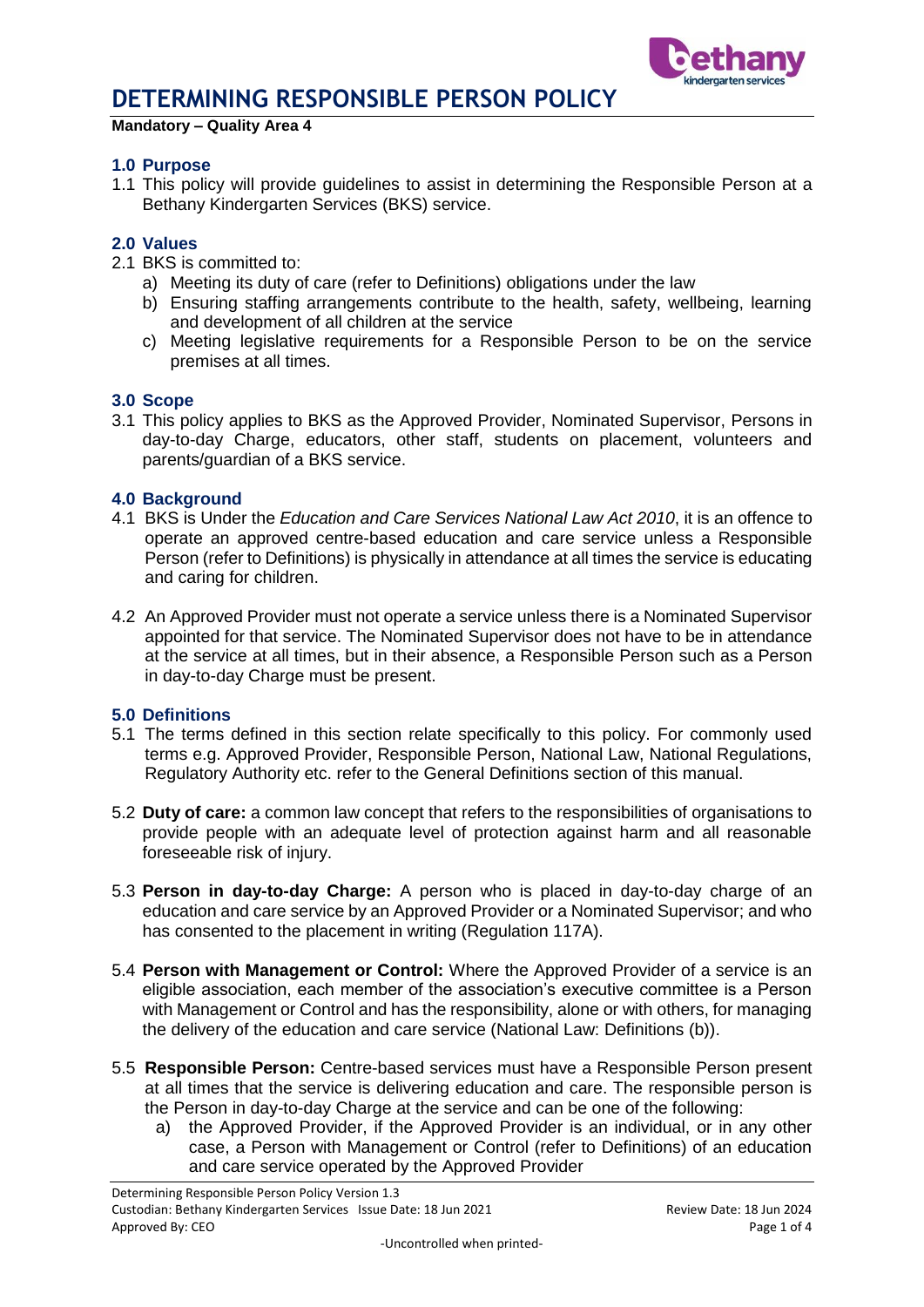# DETERMINING RESPONSIBLE PERSON POLICY

**Mandatory – Quality Area 4**

## 1.0 Purpose

1.1 This policy will provide guidelines to assist in determining the Responsible Person at a Bethany Kindergarten Services (BKS) service.

## 2.0 Values

2.1 BKS is committed to:

a) Meeting its duty of care (refer to Definitions) obligations under the law
b) Ensuring staffing arrangements contribute to the health, safety, wellbeing, learning and development of all children at the service
c) Meeting legislative requirements for a Responsible Person to be on the service premises at all times.

## 3.0 Scope

3.1 This policy applies to BKS as the Approved Provider, Nominated Supervisor, Persons in day-to-day Charge, educators, other staff, students on placement, volunteers and parents/guardian of a BKS service.

## 4.0 Background

4.1 BKS is Under the *Education and Care Services National Law Act 2010*, it is an offence to operate an approved centre-based education and care service unless a Responsible Person (refer to Definitions) is physically in attendance at all times the service is educating and caring for children.

4.2 An Approved Provider must not operate a service unless there is a Nominated Supervisor appointed for that service. The Nominated Supervisor does not have to be in attendance at the service at all times, but in their absence, a Responsible Person such as a Person in day-to-day Charge must be present.

## 5.0 Definitions

5.1 The terms defined in this section relate specifically to this policy. For commonly used terms e.g. Approved Provider, Responsible Person, National Law, National Regulations, Regulatory Authority etc. refer to the General Definitions section of this manual.

5.2 **Duty of care:** a common law concept that refers to the responsibilities of organisations to provide people with an adequate level of protection against harm and all reasonable foreseeable risk of injury.

5.3 **Person in day-to-day Charge:** A person who is placed in day-to-day charge of an education and care service by an Approved Provider or a Nominated Supervisor; and who has consented to the placement in writing (Regulation 117A).

5.4 **Person with Management or Control:** Where the Approved Provider of a service is an eligible association, each member of the association's executive committee is a Person with Management or Control and has the responsibility, alone or with others, for managing the delivery of the education and care service (National Law: Definitions (b)).

5.5 **Responsible Person:** Centre-based services must have a Responsible Person present at all times that the service is delivering education and care. The responsible person is the Person in day-to-day Charge at the service and can be one of the following:

a) the Approved Provider, if the Approved Provider is an individual, or in any other case, a Person with Management or Control (refer to Definitions) of an education and care service operated by the Approved Provider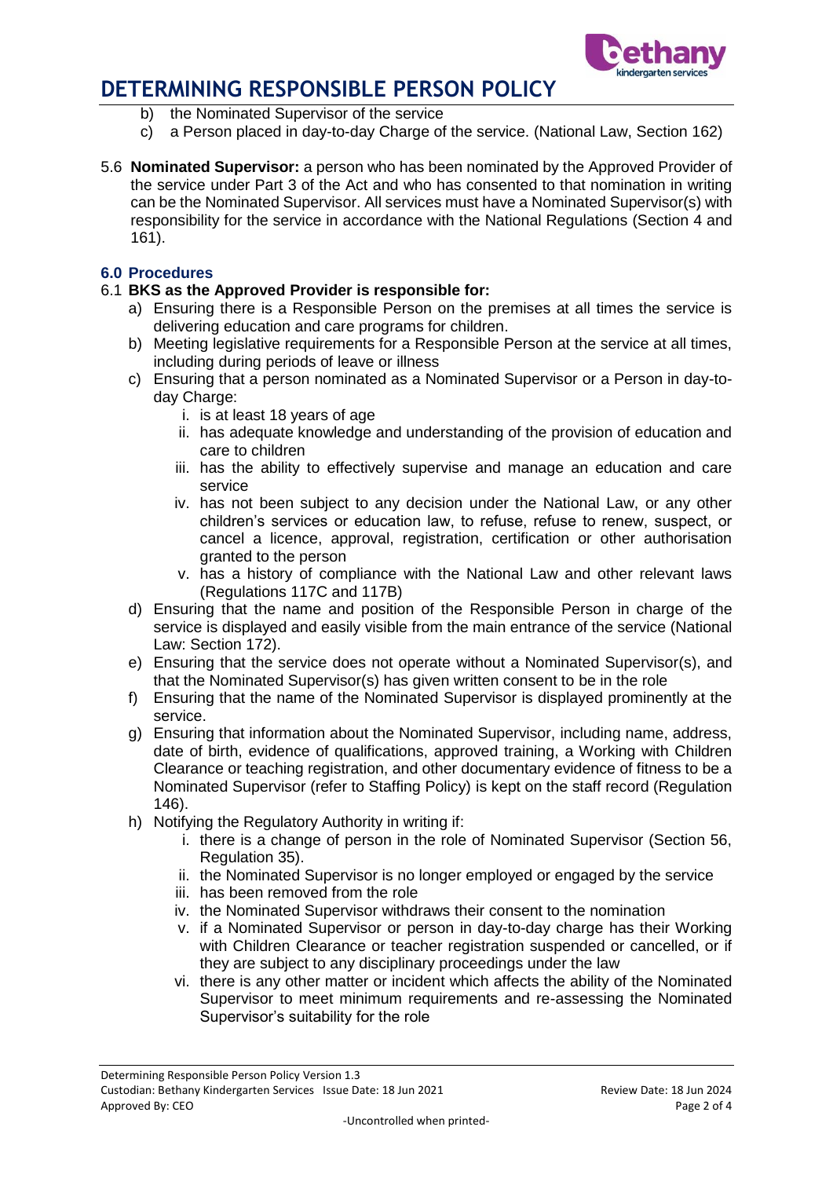b) the Nominated Supervisor of the service
c) a Person placed in day-to-day Charge of the service. (National Law, Section 162)

5.6 **Nominated Supervisor:** a person who has been nominated by the Approved Provider of the service under Part 3 of the Act and who has consented to that nomination in writing can be the Nominated Supervisor. All services must have a Nominated Supervisor(s) with responsibility for the service in accordance with the National Regulations (Section 4 and 161).

### 6.0 Procedures

6.1 **BKS as the Approved Provider is responsible for:**

a) Ensuring there is a Responsible Person on the premises at all times the service is delivering education and care programs for children.
b) Meeting legislative requirements for a Responsible Person at the service at all times, including during periods of leave or illness
c) Ensuring that a person nominated as a Nominated Supervisor or a Person in day-to-day Charge:
   i. is at least 18 years of age
   ii. has adequate knowledge and understanding of the provision of education and care to children
   iii. has the ability to effectively supervise and manage an education and care service
   iv. has not been subject to any decision under the National Law, or any other children's services or education law, to refuse, refuse to renew, suspect, or cancel a licence, approval, registration, certification or other authorisation granted to the person
   v. has a history of compliance with the National Law and other relevant laws (Regulations 117C and 117B)
d) Ensuring that the name and position of the Responsible Person in charge of the service is displayed and easily visible from the main entrance of the service (National Law: Section 172).
e) Ensuring that the service does not operate without a Nominated Supervisor(s), and that the Nominated Supervisor(s) has given written consent to be in the role
f) Ensuring that the name of the Nominated Supervisor is displayed prominently at the service.
g) Ensuring that information about the Nominated Supervisor, including name, address, date of birth, evidence of qualifications, approved training, a Working with Children Clearance or teaching registration, and other documentary evidence of fitness to be a Nominated Supervisor (refer to Staffing Policy) is kept on the staff record (Regulation 146).
h) Notifying the Regulatory Authority in writing if:
   i. there is a change of person in the role of Nominated Supervisor (Section 56, Regulation 35).
   ii. the Nominated Supervisor is no longer employed or engaged by the service
   iii. has been removed from the role
   iv. the Nominated Supervisor withdraws their consent to the nomination
   v. if a Nominated Supervisor or person in day-to-day charge has their Working with Children Clearance or teacher registration suspended or cancelled, or if they are subject to any disciplinary proceedings under the law
   vi. there is any other matter or incident which affects the ability of the Nominated Supervisor to meet minimum requirements and re-assessing the Nominated Supervisor's suitability for the role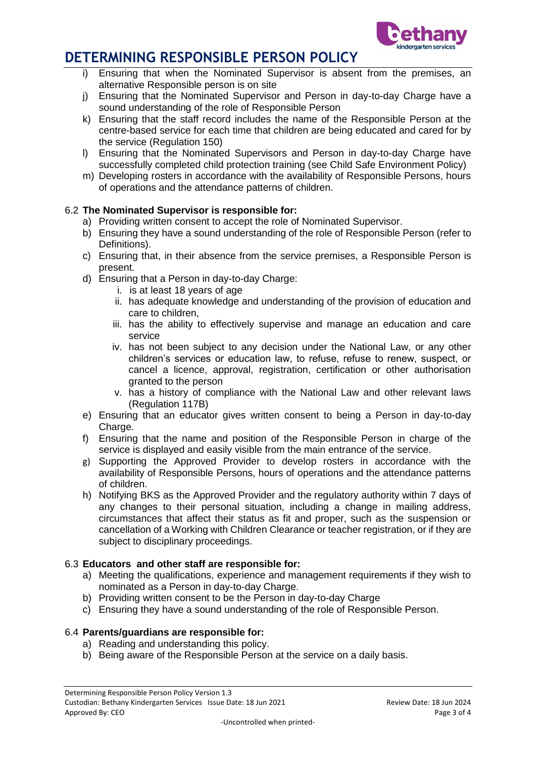i) Ensuring that when the Nominated Supervisor is absent from the premises, an alternative Responsible person is on site
j) Ensuring that the Nominated Supervisor and Person in day-to-day Charge have a sound understanding of the role of Responsible Person
k) Ensuring that the staff record includes the name of the Responsible Person at the centre-based service for each time that children are being educated and cared for by the service (Regulation 150)
l) Ensuring that the Nominated Supervisors and Person in day-to-day Charge have successfully completed child protection training (see Child Safe Environment Policy)
m) Developing rosters in accordance with the availability of Responsible Persons, hours of operations and the attendance patterns of children.

### 6.2 The Nominated Supervisor is responsible for:

a) Providing written consent to accept the role of Nominated Supervisor.
b) Ensuring they have a sound understanding of the role of Responsible Person (refer to Definitions).
c) Ensuring that, in their absence from the service premises, a Responsible Person is present.
d) Ensuring that a Person in day-to-day Charge:
   i. is at least 18 years of age
   ii. has adequate knowledge and understanding of the provision of education and care to children,
   iii. has the ability to effectively supervise and manage an education and care service
   iv. has not been subject to any decision under the National Law, or any other children's services or education law, to refuse, refuse to renew, suspect, or cancel a licence, approval, registration, certification or other authorisation granted to the person
   v. has a history of compliance with the National Law and other relevant laws (Regulation 117B)
e) Ensuring that an educator gives written consent to being a Person in day-to-day Charge.
f) Ensuring that the name and position of the Responsible Person in charge of the service is displayed and easily visible from the main entrance of the service.
g) Supporting the Approved Provider to develop rosters in accordance with the availability of Responsible Persons, hours of operations and the attendance patterns of children.
h) Notifying BKS as the Approved Provider and the regulatory authority within 7 days of any changes to their personal situation, including a change in mailing address, circumstances that affect their status as fit and proper, such as the suspension or cancellation of a Working with Children Clearance or teacher registration, or if they are subject to disciplinary proceedings.

### 6.3 Educators and other staff are responsible for:

a) Meeting the qualifications, experience and management requirements if they wish to nominated as a Person in day-to-day Charge.
b) Providing written consent to be the Person in day-to-day Charge
c) Ensuring they have a sound understanding of the role of Responsible Person.

### 6.4 Parents/guardians are responsible for:

a) Reading and understanding this policy.
b) Being aware of the Responsible Person at the service on a daily basis.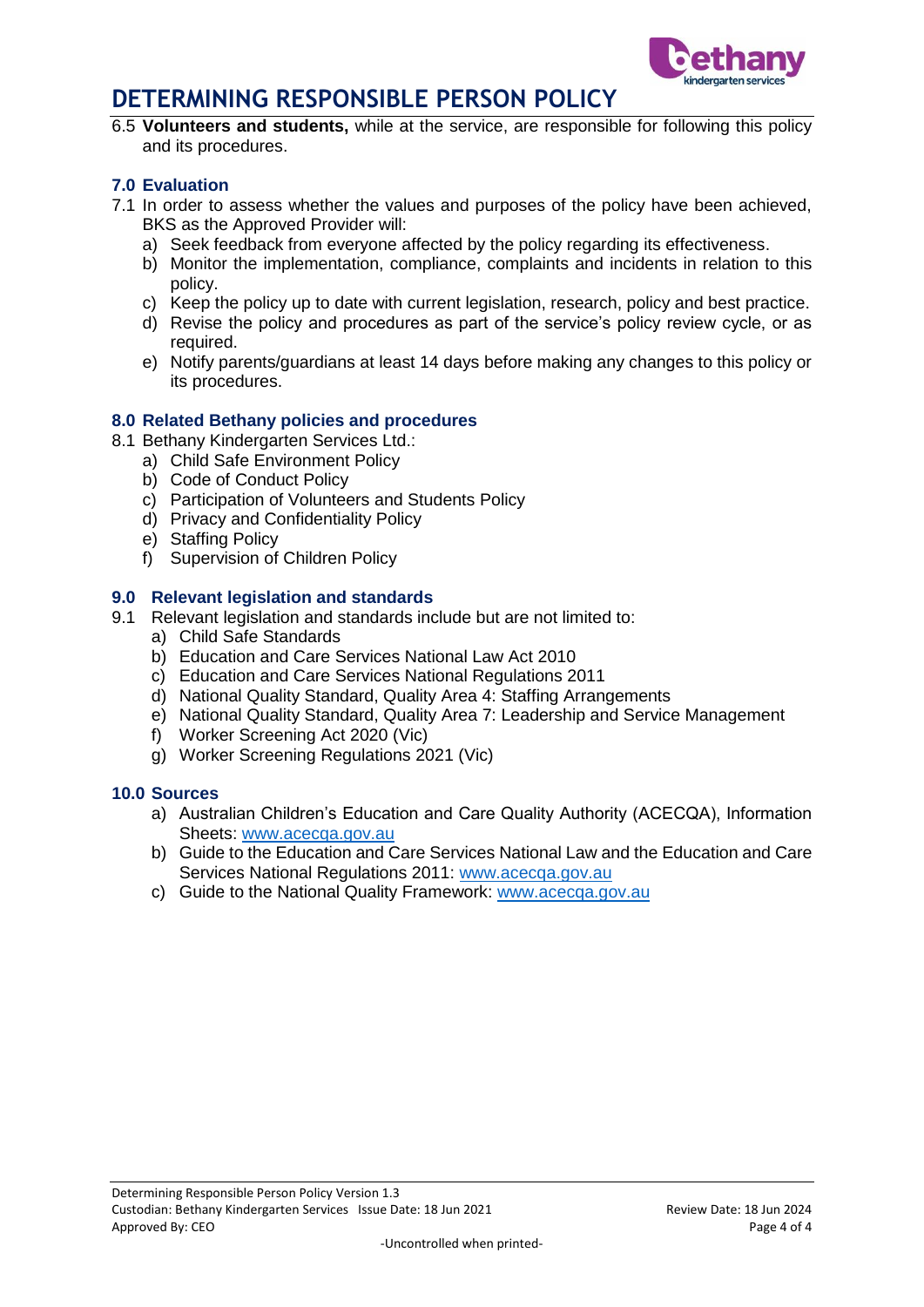6.5 **Volunteers and students,** while at the service, are responsible for following this policy and its procedures.

### 7.0 Evaluation

7.1 In order to assess whether the values and purposes of the policy have been achieved, BKS as the Approved Provider will:

a) Seek feedback from everyone affected by the policy regarding its effectiveness.
b) Monitor the implementation, compliance, complaints and incidents in relation to this policy.
c) Keep the policy up to date with current legislation, research, policy and best practice.
d) Revise the policy and procedures as part of the service's policy review cycle, or as required.
e) Notify parents/guardians at least 14 days before making any changes to this policy or its procedures.

### 8.0 Related Bethany policies and procedures

8.1 Bethany Kindergarten Services Ltd.:

a) Child Safe Environment Policy
b) Code of Conduct Policy
c) Participation of Volunteers and Students Policy
d) Privacy and Confidentiality Policy
e) Staffing Policy
f) Supervision of Children Policy

### 9.0 Relevant legislation and standards

9.1 Relevant legislation and standards include but are not limited to:

a) Child Safe Standards
b) Education and Care Services National Law Act 2010
c) Education and Care Services National Regulations 2011
d) National Quality Standard, Quality Area 4: Staffing Arrangements
e) National Quality Standard, Quality Area 7: Leadership and Service Management
f) Worker Screening Act 2020 (Vic)
g) Worker Screening Regulations 2021 (Vic)

### 10.0 Sources

a) Australian Children's Education and Care Quality Authority (ACECQA), Information Sheets: www.acecqa.gov.au
b) Guide to the Education and Care Services National Law and the Education and Care Services National Regulations 2011: www.acecqa.gov.au
c) Guide to the National Quality Framework: www.acecqa.gov.au